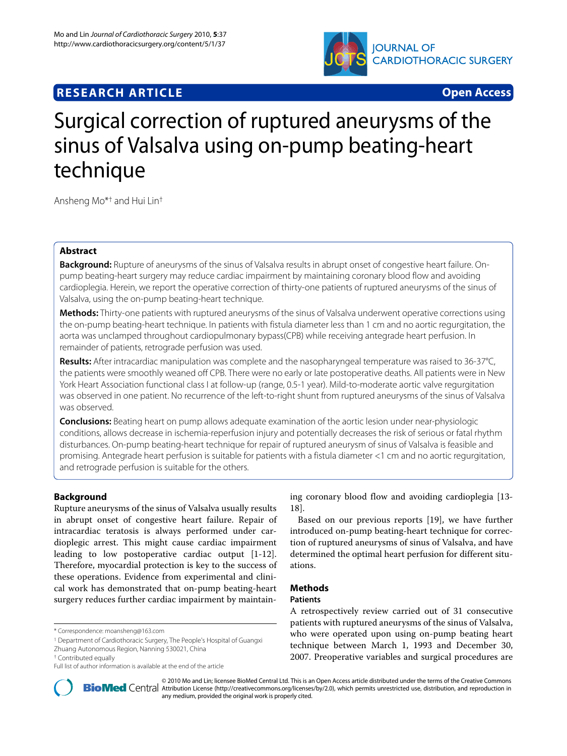**RESEARCH ARTICLE** **Open Access**

# Surgical correction of ruptured aneurysms of the sinus of Valsalva using on-pump beating-heart technique

Ansheng Mo*† and Hui Lin†

## Abstract

**Background:** Rupture of aneurysms of the sinus of Valsalva results in abrupt onset of congestive heart failure. On-pump beating-heart surgery may reduce cardiac impairment by maintaining coronary blood flow and avoiding cardioplegia. Herein, we report the operative correction of thirty-one patients of ruptured aneurysms of the sinus of Valsalva, using the on-pump beating-heart technique.

**Methods:** Thirty-one patients with ruptured aneurysms of the sinus of Valsalva underwent operative corrections using the on-pump beating-heart technique. In patients with fistula diameter less than 1 cm and no aortic regurgitation, the aorta was unclamped throughout cardiopulmonary bypass(CPB) while receiving antegrade heart perfusion. In remainder of patients, retrograde perfusion was used.

**Results:** After intracardiac manipulation was complete and the nasopharyngeal temperature was raised to 36-37°C, the patients were smoothly weaned off CPB. There were no early or late postoperative deaths. All patients were in New York Heart Association functional class I at follow-up (range, 0.5-1 year). Mild-to-moderate aortic valve regurgitation was observed in one patient. No recurrence of the left-to-right shunt from ruptured aneurysms of the sinus of Valsalva was observed.

**Conclusions:** Beating heart on pump allows adequate examination of the aortic lesion under near-physiologic conditions, allows decrease in ischemia-reperfusion injury and potentially decreases the risk of serious or fatal rhythm disturbances. On-pump beating-heart technique for repair of ruptured aneurysm of sinus of Valsalva is feasible and promising. Antegrade heart perfusion is suitable for patients with a fistula diameter <1 cm and no aortic regurgitation, and retrograde perfusion is suitable for the others.

## Background

Rupture aneurysms of the sinus of Valsalva usually results in abrupt onset of congestive heart failure. Repair of intracardiac teratosis is always performed under cardioplegic arrest. This might cause cardiac impairment leading to low postoperative cardiac output [1-12]. Therefore, myocardial protection is key to the success of these operations. Evidence from experimental and clinical work has demonstrated that on-pump beating-heart surgery reduces further cardiac impairment by maintaining coronary blood flow and avoiding cardioplegia [13-18].

Based on our previous reports [19], we have further introduced on-pump beating-heart technique for correction of ruptured aneurysms of sinus of Valsalva, and have determined the optimal heart perfusion for different situations.

## Methods

### Patients

A retrospectively review carried out of 31 consecutive patients with ruptured aneurysms of the sinus of Valsalva, who were operated upon using on-pump beating heart technique between March 1, 1993 and December 30, 2007. Preoperative variables and surgical procedures are

---

* Correspondence: moansheng@163.com

[1] Department of Cardiothoracic Surgery, The People's Hospital of Guangxi Zhuang Autonomous Region, Nanning 530021, China

† Contributed equally

Full list of author information is available at the end of the article

© 2010 Mo and Lin; licensee BioMed Central Ltd. This is an Open Access article distributed under the terms of the Creative Commons Attribution License (http://creativecommons.org/licenses/by/2.0), which permits unrestricted use, distribution, and reproduction in any medium, provided the original work is properly cited.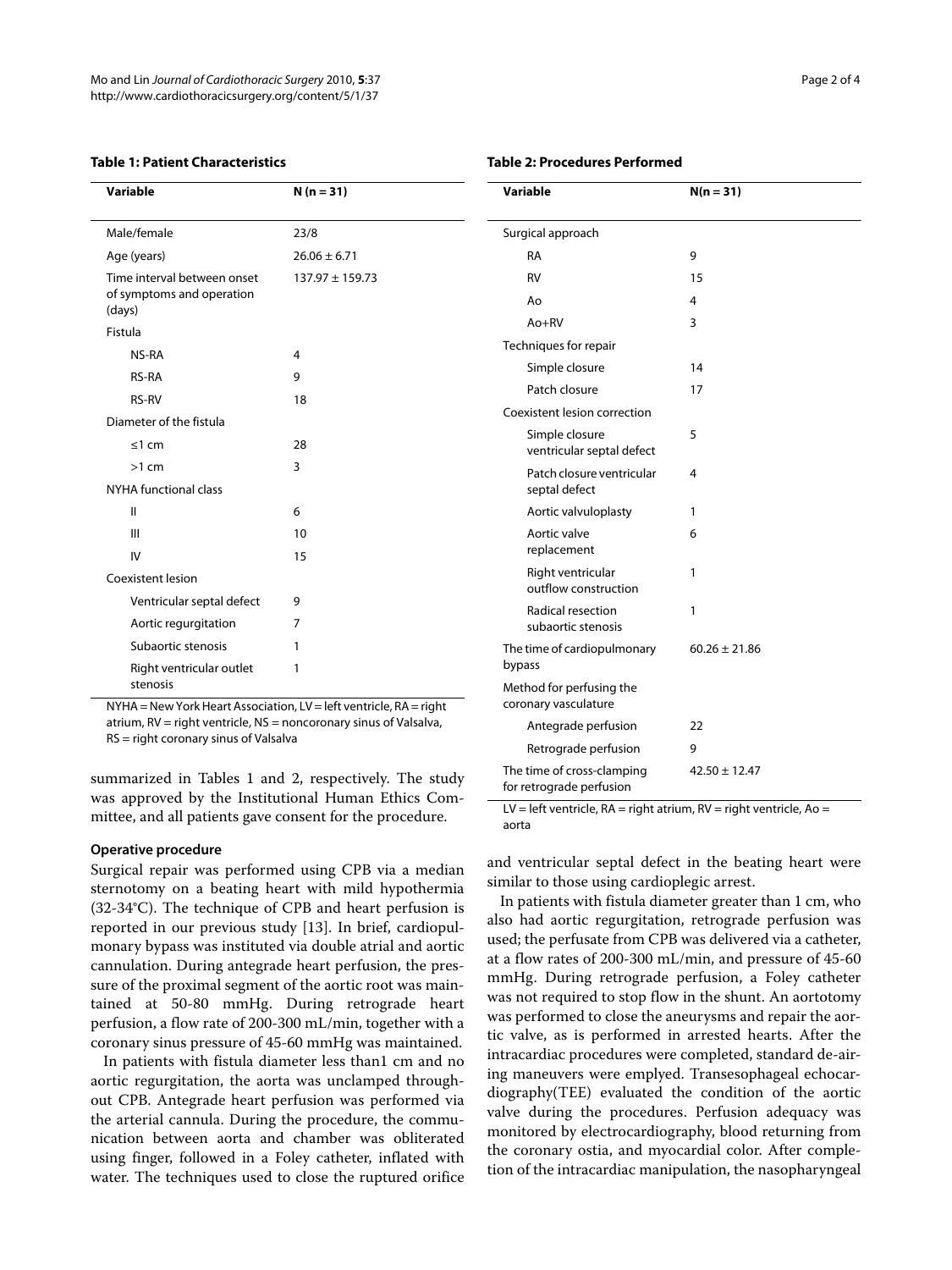**Table 1: Patient Characteristics**

| Variable | N (n = 31) |
|---|---|
| Male/female | 23/8 |
| Age (years) | 26.06 ± 6.71 |
| Time interval between onset of symptoms and operation (days) | 137.97 ± 159.73 |
| Fistula | |
| NS-RA | 4 |
| RS-RA | 9 |
| RS-RV | 18 |
| Diameter of the fistula | |
| ≤1 cm | 28 |
| >1 cm | 3 |
| NYHA functional class | |
| II | 6 |
| III | 10 |
| IV | 15 |
| Coexistent lesion | |
| Ventricular septal defect | 9 |
| Aortic regurgitation | 7 |
| Subaortic stenosis | 1 |
| Right ventricular outlet stenosis | 1 |

NYHA = New York Heart Association, LV = left ventricle, RA = right atrium, RV = right ventricle, NS = noncoronary sinus of Valsalva, RS = right coronary sinus of Valsalva

**Table 2: Procedures Performed**

| Variable | N(n = 31) |
|---|---|
| Surgical approach | |
| RA | 9 |
| RV | 15 |
| Ao | 4 |
| Ao+RV | 3 |
| Techniques for repair | |
| Simple closure | 14 |
| Patch closure | 17 |
| Coexistent lesion correction | |
| Simple closure ventricular septal defect | 5 |
| Patch closure ventricular septal defect | 4 |
| Aortic valvuloplasty | 1 |
| Aortic valve replacement | 6 |
| Right ventricular outflow construction | 1 |
| Radical resection subaortic stenosis | 1 |
| The time of cardiopulmonary bypass | 60.26 ± 21.86 |
| Method for perfusing the coronary vasculature | |
| Antegrade perfusion | 22 |
| Retrograde perfusion | 9 |
| The time of cross-clamping for retrograde perfusion | 42.50 ± 12.47 |

LV = left ventricle, RA = right atrium, RV = right ventricle, Ao = aorta

summarized in Tables 1 and 2, respectively. The study was approved by the Institutional Human Ethics Committee, and all patients gave consent for the procedure.

### Operative procedure

Surgical repair was performed using CPB via a median sternotomy on a beating heart with mild hypothermia (32-34°C). The technique of CPB and heart perfusion is reported in our previous study [13]. In brief, cardiopulmonary bypass was instituted via double atrial and aortic cannulation. During antegrade heart perfusion, the pressure of the proximal segment of the aortic root was maintained at 50-80 mmHg. During retrograde heart perfusion, a flow rate of 200-300 mL/min, together with a coronary sinus pressure of 45-60 mmHg was maintained.

In patients with fistula diameter less than1 cm and no aortic regurgitation, the aorta was unclamped throughout CPB. Antegrade heart perfusion was performed via the arterial cannula. During the procedure, the communication between aorta and chamber was obliterated using finger, followed in a Foley catheter, inflated with water. The techniques used to close the ruptured orifice and ventricular septal defect in the beating heart were similar to those using cardioplegic arrest.

In patients with fistula diameter greater than 1 cm, who also had aortic regurgitation, retrograde perfusion was used; the perfusate from CPB was delivered via a catheter, at a flow rates of 200-300 mL/min, and pressure of 45-60 mmHg. During retrograde perfusion, a Foley catheter was not required to stop flow in the shunt. An aortotomy was performed to close the aneurysms and repair the aortic valve, as is performed in arrested hearts. After the intracardiac procedures were completed, standard de-airing maneuvers were emplyed. Transesophageal echocardiography(TEE) evaluated the condition of the aortic valve during the procedures. Perfusion adequacy was monitored by electrocardiography, blood returning from the coronary ostia, and myocardial color. After completion of the intracardiac manipulation, the nasopharyngeal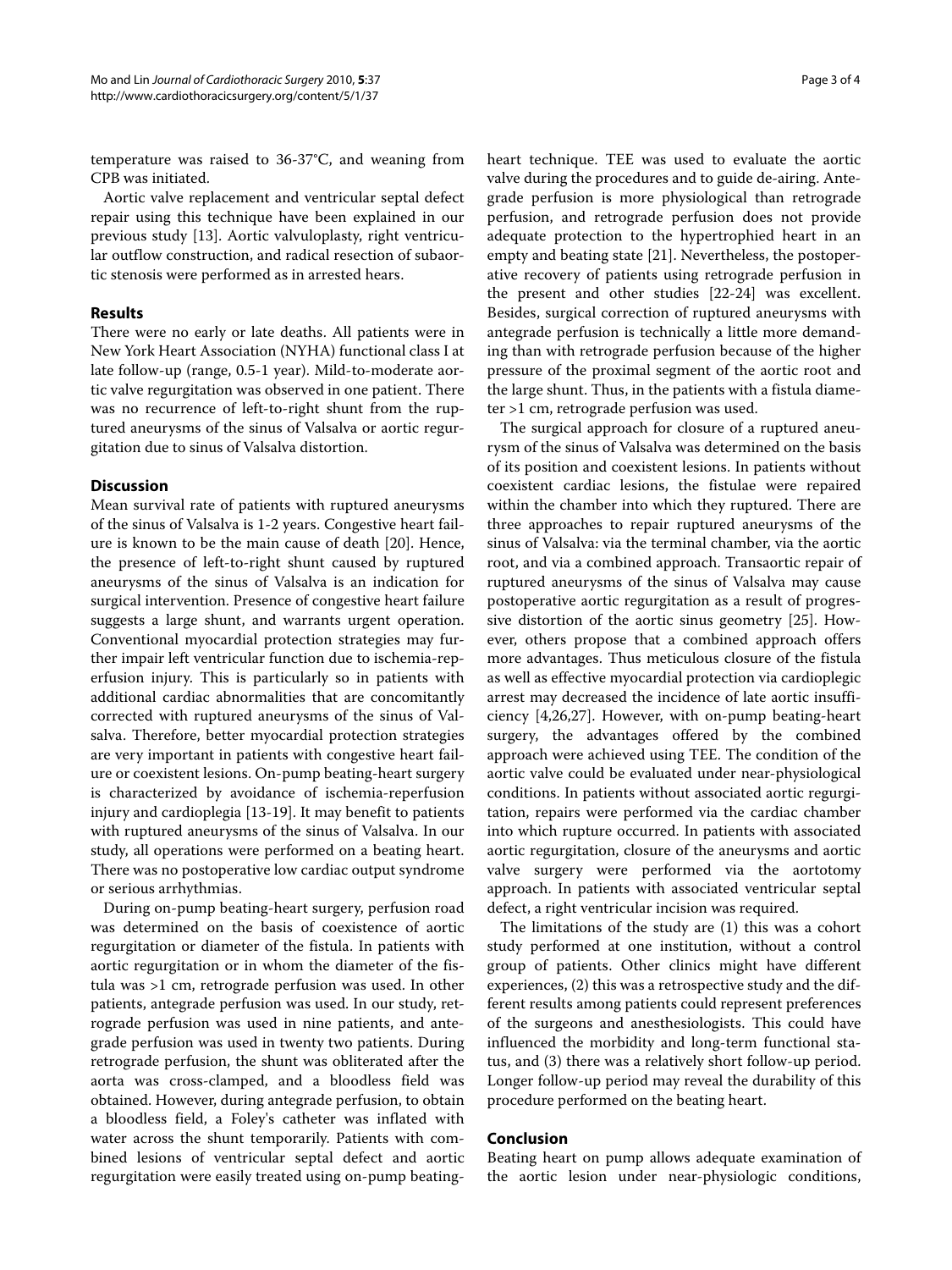temperature was raised to 36-37°C, and weaning from CPB was initiated.

Aortic valve replacement and ventricular septal defect repair using this technique have been explained in our previous study [13]. Aortic valvuloplasty, right ventricular outflow construction, and radical resection of subaortic stenosis were performed as in arrested hears.

## Results

There were no early or late deaths. All patients were in New York Heart Association (NYHA) functional class I at late follow-up (range, 0.5-1 year). Mild-to-moderate aortic valve regurgitation was observed in one patient. There was no recurrence of left-to-right shunt from the ruptured aneurysms of the sinus of Valsalva or aortic regurgitation due to sinus of Valsalva distortion.

## Discussion

Mean survival rate of patients with ruptured aneurysms of the sinus of Valsalva is 1-2 years. Congestive heart failure is known to be the main cause of death [20]. Hence, the presence of left-to-right shunt caused by ruptured aneurysms of the sinus of Valsalva is an indication for surgical intervention. Presence of congestive heart failure suggests a large shunt, and warrants urgent operation. Conventional myocardial protection strategies may further impair left ventricular function due to ischemia-reperfusion injury. This is particularly so in patients with additional cardiac abnormalities that are concomitantly corrected with ruptured aneurysms of the sinus of Valsalva. Therefore, better myocardial protection strategies are very important in patients with congestive heart failure or coexistent lesions. On-pump beating-heart surgery is characterized by avoidance of ischemia-reperfusion injury and cardioplegia [13-19]. It may benefit to patients with ruptured aneurysms of the sinus of Valsalva. In our study, all operations were performed on a beating heart. There was no postoperative low cardiac output syndrome or serious arrhythmias.

During on-pump beating-heart surgery, perfusion road was determined on the basis of coexistence of aortic regurgitation or diameter of the fistula. In patients with aortic regurgitation or in whom the diameter of the fistula was >1 cm, retrograde perfusion was used. In other patients, antegrade perfusion was used. In our study, retrograde perfusion was used in nine patients, and antegrade perfusion was used in twenty two patients. During retrograde perfusion, the shunt was obliterated after the aorta was cross-clamped, and a bloodless field was obtained. However, during antegrade perfusion, to obtain a bloodless field, a Foley's catheter was inflated with water across the shunt temporarily. Patients with combined lesions of ventricular septal defect and aortic regurgitation were easily treated using on-pump beating-heart technique. TEE was used to evaluate the aortic valve during the procedures and to guide de-airing. Antegrade perfusion is more physiological than retrograde perfusion, and retrograde perfusion does not provide adequate protection to the hypertrophied heart in an empty and beating state [21]. Nevertheless, the postoperative recovery of patients using retrograde perfusion in the present and other studies [22-24] was excellent. Besides, surgical correction of ruptured aneurysms with antegrade perfusion is technically a little more demanding than with retrograde perfusion because of the higher pressure of the proximal segment of the aortic root and the large shunt. Thus, in the patients with a fistula diameter >1 cm, retrograde perfusion was used.

The surgical approach for closure of a ruptured aneurysm of the sinus of Valsalva was determined on the basis of its position and coexistent lesions. In patients without coexistent cardiac lesions, the fistulae were repaired within the chamber into which they ruptured. There are three approaches to repair ruptured aneurysms of the sinus of Valsalva: via the terminal chamber, via the aortic root, and via a combined approach. Transaortic repair of ruptured aneurysms of the sinus of Valsalva may cause postoperative aortic regurgitation as a result of progressive distortion of the aortic sinus geometry [25]. However, others propose that a combined approach offers more advantages. Thus meticulous closure of the fistula as well as effective myocardial protection via cardioplegic arrest may decreased the incidence of late aortic insufficiency [4,26,27]. However, with on-pump beating-heart surgery, the advantages offered by the combined approach were achieved using TEE. The condition of the aortic valve could be evaluated under near-physiological conditions. In patients without associated aortic regurgitation, repairs were performed via the cardiac chamber into which rupture occurred. In patients with associated aortic regurgitation, closure of the aneurysms and aortic valve surgery were performed via the aortotomy approach. In patients with associated ventricular septal defect, a right ventricular incision was required.

The limitations of the study are (1) this was a cohort study performed at one institution, without a control group of patients. Other clinics might have different experiences, (2) this was a retrospective study and the different results among patients could represent preferences of the surgeons and anesthesiologists. This could have influenced the morbidity and long-term functional status, and (3) there was a relatively short follow-up period. Longer follow-up period may reveal the durability of this procedure performed on the beating heart.

## Conclusion

Beating heart on pump allows adequate examination of the aortic lesion under near-physiologic conditions,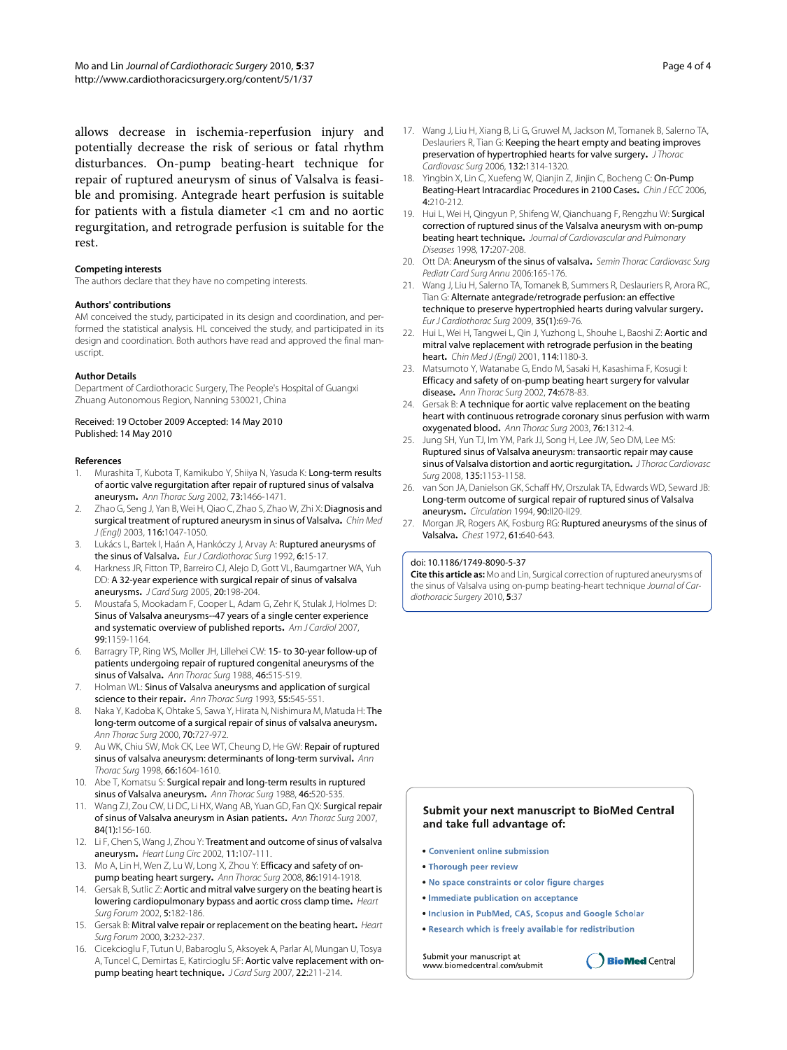allows decrease in ischemia-reperfusion injury and potentially decrease the risk of serious or fatal rhythm disturbances. On-pump beating-heart technique for repair of ruptured aneurysm of sinus of Valsalva is feasible and promising. Antegrade heart perfusion is suitable for patients with a fistula diameter <1 cm and no aortic regurgitation, and retrograde perfusion is suitable for the rest.

#### Competing interests
The authors declare that they have no competing interests.

#### Authors' contributions
AM conceived the study, participated in its design and coordination, and performed the statistical analysis. HL conceived the study, and participated in its design and coordination. Both authors have read and approved the final manuscript.

#### Author Details
Department of Cardiothoracic Surgery, The People's Hospital of Guangxi Zhuang Autonomous Region, Nanning 530021, China

Received: 19 October 2009 Accepted: 14 May 2010
Published: 14 May 2010

#### References
1. Murashita T, Kubota T, Kamikubo Y, Shiiya N, Yasuda K: **Long-term results of aortic valve regurgitation after repair of ruptured sinus of valsalva aneurysm.** *Ann Thorac Surg* 2002, **73**:1466-1471.
2. Zhao G, Seng J, Yan B, Wei H, Qiao C, Zhao S, Zhao W, Zhi X: **Diagnosis and surgical treatment of ruptured aneurysm in sinus of Valsalva.** *Chin Med J (Engl)* 2003, **116**:1047-1050.
3. Lukács L, Bartek I, Haán A, Hankóczy J, Arvay A: **Ruptured aneurysms of the sinus of Valsalva.** *Eur J Cardiothorac Surg* 1992, **6**:15-17.
4. Harkness JR, Fitton TP, Barreiro CJ, Alejo D, Gott VL, Baumgartner WA, Yuh DD: **A 32-year experience with surgical repair of sinus of valsalva aneurysms.** *J Card Surg* 2005, **20**:198-204.
5. Moustafa S, Mookadam F, Cooper L, Adam G, Zehr K, Stulak J, Holmes D: **Sinus of Valsalva aneurysms--47 years of a single center experience and systematic overview of published reports.** *Am J Cardiol* 2007, **99**:1159-1164.
6. Barragry TP, Ring WS, Moller JH, Lillehei CW: **15- to 30-year follow-up of patients undergoing repair of ruptured congenital aneurysms of the sinus of Valsalva.** *Ann Thorac Surg* 1988, **46**:515-519.
7. Holman WL: **Sinus of Valsalva aneurysms and application of surgical science to their repair.** *Ann Thorac Surg* 1993, **55**:545-551.
8. Naka Y, Kadoba K, Ohtake S, Sawa Y, Hirata N, Nishimura M, Matuda H: **The long-term outcome of a surgical repair of sinus of valsalva aneurysm.** *Ann Thorac Surg* 2000, **70**:727-972.
9. Au WK, Chiu SW, Mok CK, Lee WT, Cheung D, He GW: **Repair of ruptured sinus of valsalva aneurysm: determinants of long-term survival.** *Ann Thorac Surg* 1998, **66**:1604-1610.
10. Abe T, Komatsu S: **Surgical repair and long-term results in ruptured sinus of Valsalva aneurysm.** *Ann Thorac Surg* 1988, **46**:520-535.
11. Wang ZJ, Zou CW, Li DC, Li HX, Wang AB, Yuan GD, Fan QX: **Surgical repair of sinus of Valsalva aneurysm in Asian patients.** *Ann Thorac Surg* 2007, **84(1)**:156-160.
12. Li F, Chen S, Wang J, Zhou Y: **Treatment and outcome of sinus of valsalva aneurysm.** *Heart Lung Circ* 2002, **11**:107-111.
13. Mo A, Lin H, Wen Z, Lu W, Long X, Zhou Y: **Efficacy and safety of on-pump beating heart surgery.** *Ann Thorac Surg* 2008, **86**:1914-1918.
14. Gersak B, Sutlic Z: **Aortic and mitral valve surgery on the beating heart is lowering cardiopulmonary bypass and aortic cross clamp time.** *Heart Surg Forum* 2002, **5**:182-186.
15. Gersak B: **Mitral valve repair or replacement on the beating heart.** *Heart Surg Forum* 2000, **3**:232-237.
16. Cicekcioglu F, Tutun U, Babaroglu S, Aksoyek A, Parlar AI, Mungan U, Tosya A, Tuncel C, Demirtas E, Katircioglu SF: **Aortic valve replacement with on-pump beating heart technique.** *J Card Surg* 2007, **22**:211-214.
17. Wang J, Liu H, Xiang B, Li G, Gruwel M, Jackson M, Tomanek B, Salerno TA, Deslauriers R, Tian G: **Keeping the heart empty and beating improves preservation of hypertrophied hearts for valve surgery.** *J Thorac Cardiovasc Surg* 2006, **132**:1314-1320.
18. Yingbin X, Lin C, Xuefeng W, Qianjin Z, Jinjin C, Bocheng C: **On-Pump Beating-Heart Intracardiac Procedures in 2100 Cases.** *Chin J ECC* 2006, **4**:210-212.
19. Hui L, Wei H, Qingyun P, Shifeng W, Qianchuang F, Rengzhu W: **Surgical correction of ruptured sinus of the Valsalva aneurysm with on-pump beating heart technique.** *Journal of Cardiovascular and Pulmonary Diseases* 1998, **17**:207-208.
20. Ott DA: **Aneurysm of the sinus of valsalva.** *Semin Thorac Cardiovasc Surg Pediatr Card Surg Annu* 2006:165-176.
21. Wang J, Liu H, Salerno TA, Tomanek B, Summers R, Deslauriers R, Arora RC, Tian G: **Alternate antegrade/retrograde perfusion: an effective technique to preserve hypertrophied hearts during valvular surgery.** *Eur J Cardiothorac Surg* 2009, **35(1)**:69-76.
22. Hui L, Wei H, Tangwei L, Qin J, Yuzhong L, Shouhe L, Baoshi Z: **Aortic and mitral valve replacement with retrograde perfusion in the beating heart.** *Chin Med J (Engl)* 2001, **114**:1180-3.
23. Matsumoto Y, Watanabe G, Endo M, Sasaki H, Kasashima F, Kosugi I: **Efficacy and safety of on-pump beating heart surgery for valvular disease.** *Ann Thorac Surg* 2002, **74**:678-83.
24. Gersak B: **A technique for aortic valve replacement on the beating heart with continuous retrograde coronary sinus perfusion with warm oxygenated blood.** *Ann Thorac Surg* 2003, **76**:1312-4.
25. Jung SH, Yun TJ, Im YM, Park JJ, Song H, Lee JW, Seo DM, Lee MS: **Ruptured sinus of Valsalva aneurysm: transaortic repair may cause sinus of Valsalva distortion and aortic regurgitation.** *J Thorac Cardiovasc Surg* 2008, **135**:1153-1158.
26. van Son JA, Danielson GK, Schaff HV, Orszulak TA, Edwards WD, Seward JB: **Long-term outcome of surgical repair of ruptured sinus of Valsalva aneurysm.** *Circulation* 1994, **90**:II20-II29.
27. Morgan JR, Rogers AK, Fosburg RG: **Ruptured aneurysms of the sinus of Valsalva.** *Chest* 1972, **61**:640-643.

doi: 10.1186/1749-8090-5-37
**Cite this article as:** Mo and Lin, Surgical correction of ruptured aneurysms of the sinus of Valsalva using on-pump beating-heart technique *Journal of Cardiothoracic Surgery* 2010, **5**:37